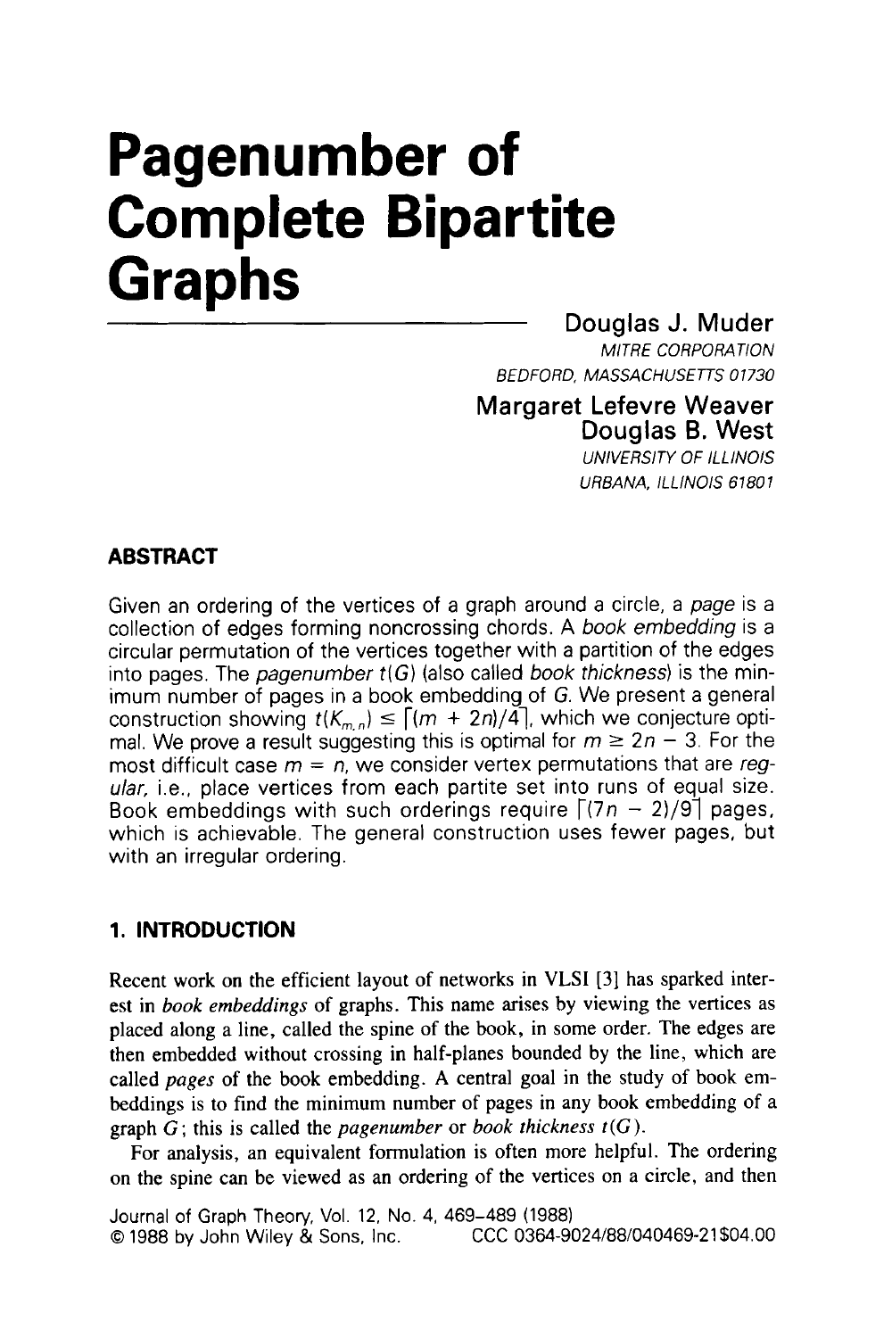# Pagenumber of Complete Bipartite Graphs

**Douglas J. Muder**
*MITRE CORPORATION*
*BEDFORD, MASSACHUSETTS 01730*

**Margaret Lefevre Weaver**
**Douglas B. West**
*UNIVERSITY OF ILLINOIS*
*URBANA, ILLINOIS 61801*

## ABSTRACT

Given an ordering of the vertices of a graph around a circle, a *page* is a collection of edges forming noncrossing chords. A *book embedding* is a circular permutation of the vertices together with a partition of the edges into pages. The *pagenumber* $t(G)$ (also called *book thickness*) is the minimum number of pages in a book embedding of $G$. We present a general construction showing $t(K_{m,n}) \le \lceil (m + 2n)/4 \rceil$, which we conjecture optimal. We prove a result suggesting this is optimal for $m \ge 2n - 3$. For the most difficult case $m = n$, we consider vertex permutations that are *regular*, i.e., place vertices from each partite set into runs of equal size. Book embeddings with such orderings require $\lceil (7n - 2)/9 \rceil$ pages, which is achievable. The general construction uses fewer pages, but with an irregular ordering.

## 1. INTRODUCTION

Recent work on the efficient layout of networks in VLSI [3] has sparked interest in *book embeddings* of graphs. This name arises by viewing the vertices as placed along a line, called the spine of the book, in some order. The edges are then embedded without crossing in half-planes bounded by the line, which are called *pages* of the book embedding. A central goal in the study of book embeddings is to find the minimum number of pages in any book embedding of a graph $G$; this is called the *pagenumber* or *book thickness* $t(G)$.

For analysis, an equivalent formulation is often more helpful. The ordering on the spine can be viewed as an ordering of the vertices on a circle, and then

Journal of Graph Theory, Vol. 12, No. 4, 469–489 (1988)
© 1988 by John Wiley & Sons, Inc. CCC 0364-9024/88/040469-21$04.00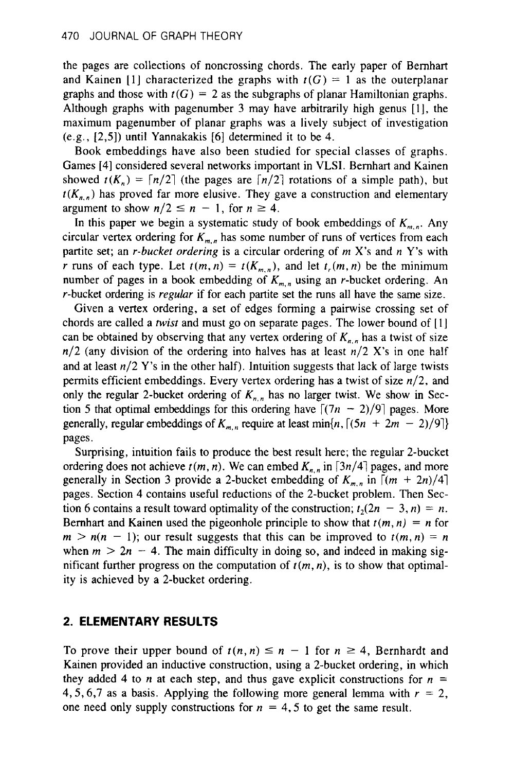the pages are collections of noncrossing chords. The early paper of Bernhart and Kainen [1] characterized the graphs with $t(G) = 1$ as the outerplanar graphs and those with $t(G) = 2$ as the subgraphs of planar Hamiltonian graphs. Although graphs with pagenumber 3 may have arbitrarily high genus [1], the maximum pagenumber of planar graphs was a lively subject of investigation (e.g., [2,5]) until Yannakakis [6] determined it to be 4.

Book embeddings have also been studied for special classes of graphs. Games [4] considered several networks important in VLSI. Bernhart and Kainen showed $t(K_n) = \lceil n/2 \rceil$ (the pages are $\lceil n/2 \rceil$ rotations of a simple path), but $t(K_{n,n})$ has proved far more elusive. They gave a construction and elementary argument to show $n/2 \leq n - 1$, for $n \geq 4$.

In this paper we begin a systematic study of book embeddings of $K_{m,n}$. Any circular vertex ordering for $K_{m,n}$ has some number of runs of vertices from each partite set; an *r-bucket ordering* is a circular ordering of $m$ X's and $n$ Y's with $r$ runs of each type. Let $t(m, n) = t(K_{m,n})$, and let $t_r(m, n)$ be the minimum number of pages in a book embedding of $K_{m,n}$ using an $r$-bucket ordering. An $r$-bucket ordering is *regular* if for each partite set the runs all have the same size.

Given a vertex ordering, a set of edges forming a pairwise crossing set of chords are called a *twist* and must go on separate pages. The lower bound of [1] can be obtained by observing that any vertex ordering of $K_{n,n}$ has a twist of size $n/2$ (any division of the ordering into halves has at least $n/2$ X's in one half and at least $n/2$ Y's in the other half). Intuition suggests that lack of large twists permits efficient embeddings. Every vertex ordering has a twist of size $n/2$, and only the regular 2-bucket ordering of $K_{n,n}$ has no larger twist. We show in Section 5 that optimal embeddings for this ordering have $\lceil (7n - 2)/9 \rceil$ pages. More generally, regular embeddings of $K_{m,n}$ require at least $\min\{n, \lceil (5n + 2m - 2)/9 \rceil\}$ pages.

Surprising, intuition fails to produce the best result here; the regular 2-bucket ordering does not achieve $t(m, n)$. We can embed $K_{n,n}$ in $\lceil 3n/4 \rceil$ pages, and more generally in Section 3 provide a 2-bucket embedding of $K_{m,n}$ in $\lceil (m + 2n)/4 \rceil$ pages. Section 4 contains useful reductions of the 2-bucket problem. Then Section 6 contains a result toward optimality of the construction; $t_2(2n - 3, n) = n$. Bernhart and Kainen used the pigeonhole principle to show that $t(m, n) = n$ for $m > n(n - 1)$; our result suggests that this can be improved to $t(m, n) = n$ when $m > 2n - 4$. The main difficulty in doing so, and indeed in making significant further progress on the computation of $t(m, n)$, is to show that optimality is achieved by a 2-bucket ordering.

## 2. ELEMENTARY RESULTS

To prove their upper bound of $t(n, n) \leq n - 1$ for $n \geq 4$, Bernhardt and Kainen provided an inductive construction, using a 2-bucket ordering, in which they added 4 to $n$ at each step, and thus gave explicit constructions for $n = 4, 5, 6, 7$ as a basis. Applying the following more general lemma with $r = 2$, one need only supply constructions for $n = 4, 5$ to get the same result.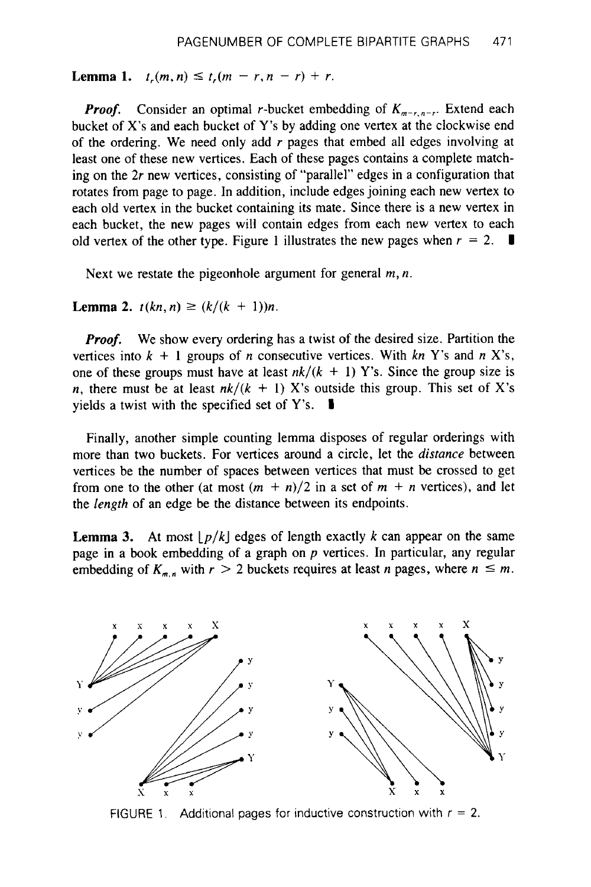**Lemma 1.** $t_r(m, n) \leq t_r(m - r, n - r) + r$.

***Proof.*** Consider an optimal $r$-bucket embedding of $K_{m-r,n-r}$. Extend each bucket of X's and each bucket of Y's by adding one vertex at the clockwise end of the ordering. We need only add $r$ pages that embed all edges involving at least one of these new vertices. Each of these pages contains a complete matching on the $2r$ new vertices, consisting of "parallel" edges in a configuration that rotates from page to page. In addition, include edges joining each new vertex to each old vertex in the bucket containing its mate. Since there is a new vertex in each bucket, the new pages will contain edges from each new vertex to each old vertex of the other type. Figure 1 illustrates the new pages when $r = 2$. ∎

Next we restate the pigeonhole argument for general $m, n$.

**Lemma 2.** $t(kn, n) \geq (k/(k + 1))n$.

***Proof.*** We show every ordering has a twist of the desired size. Partition the vertices into $k + 1$ groups of $n$ consecutive vertices. With $kn$ Y's and $n$ X's, one of these groups must have at least $nk/(k + 1)$ Y's. Since the group size is $n$, there must be at least $nk/(k + 1)$ X's outside this group. This set of X's yields a twist with the specified set of Y's. ∎

Finally, another simple counting lemma disposes of regular orderings with more than two buckets. For vertices around a circle, let the *distance* between vertices be the number of spaces between vertices that must be crossed to get from one to the other (at most $(m + n)/2$ in a set of $m + n$ vertices), and let the *length* of an edge be the distance between its endpoints.

**Lemma 3.** At most $\lfloor p/k \rfloor$ edges of length exactly $k$ can appear on the same page in a book embedding of a graph on $p$ vertices. In particular, any regular embedding of $K_{m,n}$ with $r > 2$ buckets requires at least $n$ pages, where $n \leq m$.

FIGURE 1. Additional pages for inductive construction with $r = 2$.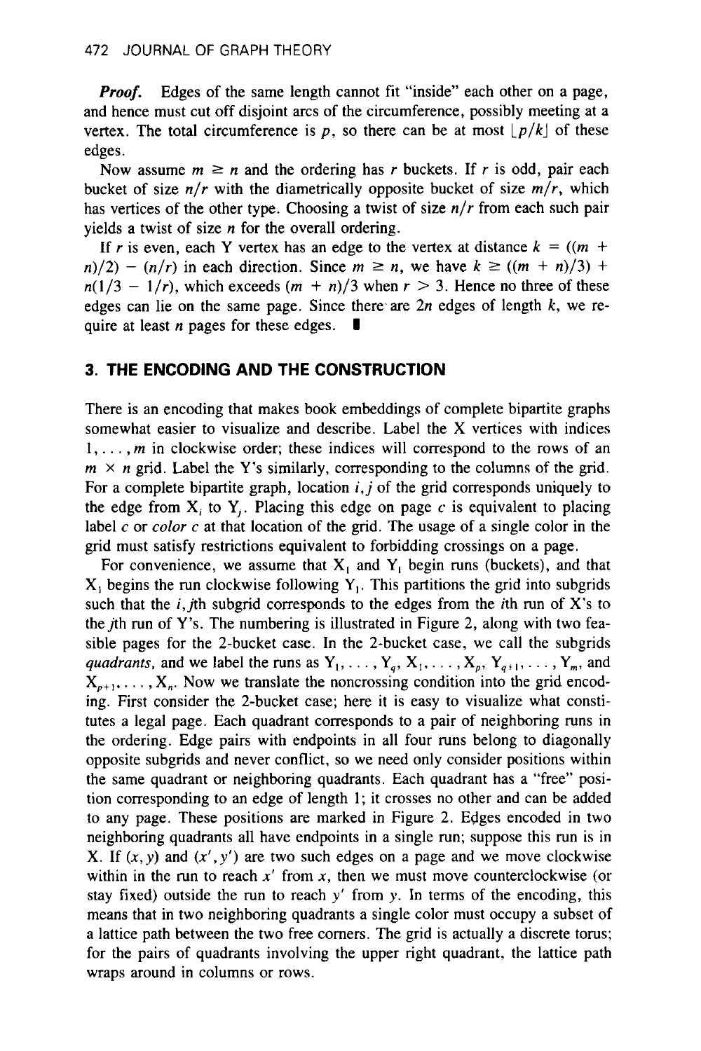***Proof.*** Edges of the same length cannot fit "inside" each other on a page, and hence must cut off disjoint arcs of the circumference, possibly meeting at a vertex. The total circumference is $p$, so there can be at most $\lfloor p/k \rfloor$ of these edges.

Now assume $m \geq n$ and the ordering has $r$ buckets. If $r$ is odd, pair each bucket of size $n/r$ with the diametrically opposite bucket of size $m/r$, which has vertices of the other type. Choosing a twist of size $n/r$ from each such pair yields a twist of size $n$ for the overall ordering.

If $r$ is even, each Y vertex has an edge to the vertex at distance $k = ((m + n)/2) - (n/r)$ in each direction. Since $m \geq n$, we have $k \geq ((m + n)/3) + n(1/3 - 1/r)$, which exceeds $(m + n)/3$ when $r > 3$. Hence no three of these edges can lie on the same page. Since there are $2n$ edges of length $k$, we require at least $n$ pages for these edges. ∎

## 3. THE ENCODING AND THE CONSTRUCTION

There is an encoding that makes book embeddings of complete bipartite graphs somewhat easier to visualize and describe. Label the X vertices with indices $1, \ldots, m$ in clockwise order; these indices will correspond to the rows of an $m \times n$ grid. Label the Y's similarly, corresponding to the columns of the grid. For a complete bipartite graph, location $i, j$ of the grid corresponds uniquely to the edge from $X_i$ to $Y_j$. Placing this edge on page $c$ is equivalent to placing label $c$ or *color* $c$ at that location of the grid. The usage of a single color in the grid must satisfy restrictions equivalent to forbidding crossings on a page.

For convenience, we assume that $X_1$ and $Y_1$ begin runs (buckets), and that $X_1$ begins the run clockwise following $Y_1$. This partitions the grid into subgrids such that the $i,j$th subgrid corresponds to the edges from the $i$th run of X's to the $j$th run of Y's. The numbering is illustrated in Figure 2, along with two feasible pages for the 2-bucket case. In the 2-bucket case, we call the subgrids *quadrants*, and we label the runs as $Y_1, \ldots, Y_q, X_1, \ldots, X_p, Y_{q+1}, \ldots, Y_m$, and $X_{p+1}, \ldots, X_n$. Now we translate the noncrossing condition into the grid encoding. First consider the 2-bucket case; here it is easy to visualize what constitutes a legal page. Each quadrant corresponds to a pair of neighboring runs in the ordering. Edge pairs with endpoints in all four runs belong to diagonally opposite subgrids and never conflict, so we need only consider positions within the same quadrant or neighboring quadrants. Each quadrant has a "free" position corresponding to an edge of length 1; it crosses no other and can be added to any page. These positions are marked in Figure 2. Edges encoded in two neighboring quadrants all have endpoints in a single run; suppose this run is in X. If $(x, y)$ and $(x', y')$ are two such edges on a page and we move clockwise within in the run to reach $x'$ from $x$, then we must move counterclockwise (or stay fixed) outside the run to reach $y'$ from $y$. In terms of the encoding, this means that in two neighboring quadrants a single color must occupy a subset of a lattice path between the two free corners. The grid is actually a discrete torus; for the pairs of quadrants involving the upper right quadrant, the lattice path wraps around in columns or rows.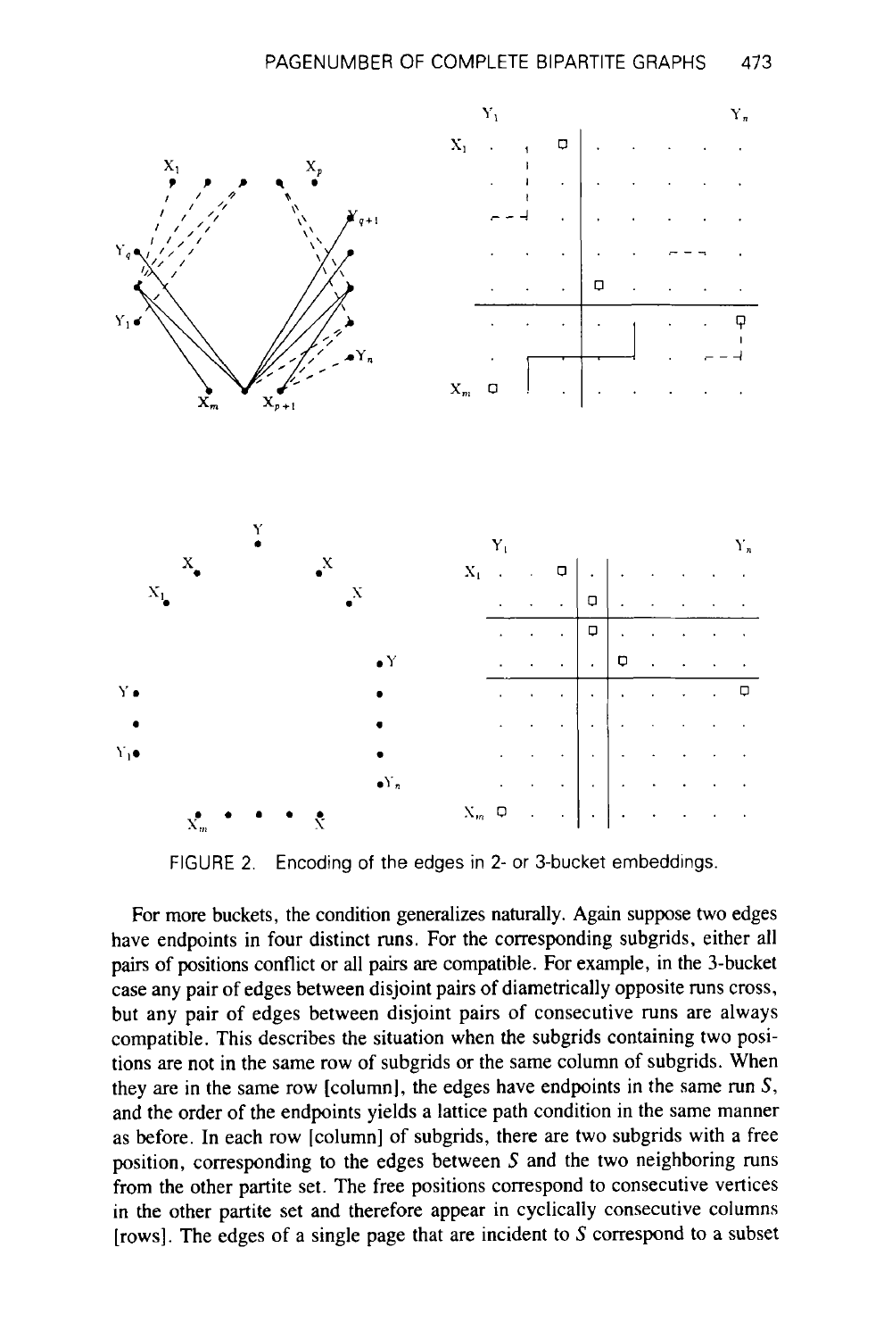FIGURE 2. Encoding of the edges in 2- or 3-bucket embeddings.

For more buckets, the condition generalizes naturally. Again suppose two edges have endpoints in four distinct runs. For the corresponding subgrids, either all pairs of positions conflict or all pairs are compatible. For example, in the 3-bucket case any pair of edges between disjoint pairs of diametrically opposite runs cross, but any pair of edges between disjoint pairs of consecutive runs are always compatible. This describes the situation when the subgrids containing two positions are not in the same row of subgrids or the same column of subgrids. When they are in the same row [column], the edges have endpoints in the same run $S$, and the order of the endpoints yields a lattice path condition in the same manner as before. In each row [column] of subgrids, there are two subgrids with a free position, corresponding to the edges between $S$ and the two neighboring runs from the other partite set. The free positions correspond to consecutive vertices in the other partite set and therefore appear in cyclically consecutive columns [rows]. The edges of a single page that are incident to $S$ correspond to a subset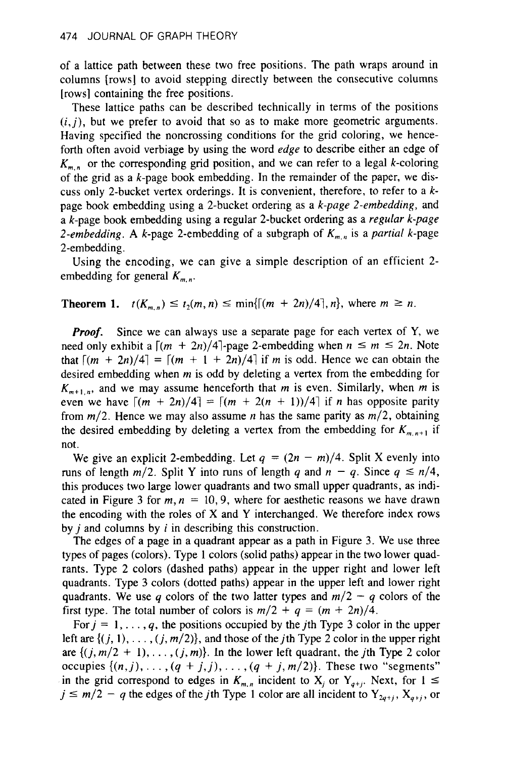of a lattice path between these two free positions. The path wraps around in columns [rows] to avoid stepping directly between the consecutive columns [rows] containing the free positions.

These lattice paths can be described technically in terms of the positions $(i, j)$, but we prefer to avoid that so as to make more geometric arguments. Having specified the noncrossing conditions for the grid coloring, we henceforth often avoid verbiage by using the word *edge* to describe either an edge of $K_{m,n}$ or the corresponding grid position, and we can refer to a legal $k$-coloring of the grid as a $k$-page book embedding. In the remainder of the paper, we discuss only 2-bucket vertex orderings. It is convenient, therefore, to refer to a $k$-page book embedding using a 2-bucket ordering as a *k-page 2-embedding*, and a $k$-page book embedding using a regular 2-bucket ordering as a *regular k-page 2-embedding*. A $k$-page 2-embedding of a subgraph of $K_{m,n}$ is a *partial* $k$-page 2-embedding.

Using the encoding, we can give a simple description of an efficient 2-embedding for general $K_{m,n}$.

**Theorem 1.** $t(K_{m,n}) \leq t_2(m,n) \leq \min\{\lceil (m + 2n)/4 \rceil, n\}$, where $m \geq n$.

***Proof.*** Since we can always use a separate page for each vertex of Y, we need only exhibit a $\lceil (m + 2n)/4 \rceil$-page 2-embedding when $n \leq m \leq 2n$. Note that $\lceil (m + 2n)/4 \rceil = \lceil (m + 1 + 2n)/4 \rceil$ if $m$ is odd. Hence we can obtain the desired embedding when $m$ is odd by deleting a vertex from the embedding for $K_{m+1,n}$, and we may assume henceforth that $m$ is even. Similarly, when $m$ is even we have $\lceil (m + 2n)/4 \rceil = \lceil (m + 2(n + 1))/4 \rceil$ if $n$ has opposite parity from $m/2$. Hence we may also assume $n$ has the same parity as $m/2$, obtaining the desired embedding by deleting a vertex from the embedding for $K_{m,n+1}$ if not.

We give an explicit 2-embedding. Let $q = (2n - m)/4$. Split X evenly into runs of length $m/2$. Split Y into runs of length $q$ and $n - q$. Since $q \leq n/4$, this produces two large lower quadrants and two small upper quadrants, as indicated in Figure 3 for $m, n = 10, 9$, where for aesthetic reasons we have drawn the encoding with the roles of X and Y interchanged. We therefore index rows by $j$ and columns by $i$ in describing this construction.

The edges of a page in a quadrant appear as a path in Figure 3. We use three types of pages (colors). Type 1 colors (solid paths) appear in the two lower quadrants. Type 2 colors (dashed paths) appear in the upper right and lower left quadrants. Type 3 colors (dotted paths) appear in the upper left and lower right quadrants. We use $q$ colors of the two latter types and $m/2 - q$ colors of the first type. The total number of colors is $m/2 + q = (m + 2n)/4$.

For $j = 1, \ldots, q$, the positions occupied by the $j$th Type 3 color in the upper left are $\{(j, 1), \ldots, (j, m/2)\}$, and those of the $j$th Type 2 color in the upper right are $\{(j, m/2 + 1), \ldots, (j, m)\}$. In the lower left quadrant, the $j$th Type 2 color occupies $\{(n, j), \ldots, (q + j, j), \ldots, (q + j, m/2)\}$. These two "segments" in the grid correspond to edges in $K_{m,n}$ incident to $X_j$ or $Y_{q+j}$. Next, for $1 \leq j \leq m/2 - q$ the edges of the $j$th Type 1 color are all incident to $Y_{2q+j}$, $X_{q+j}$, or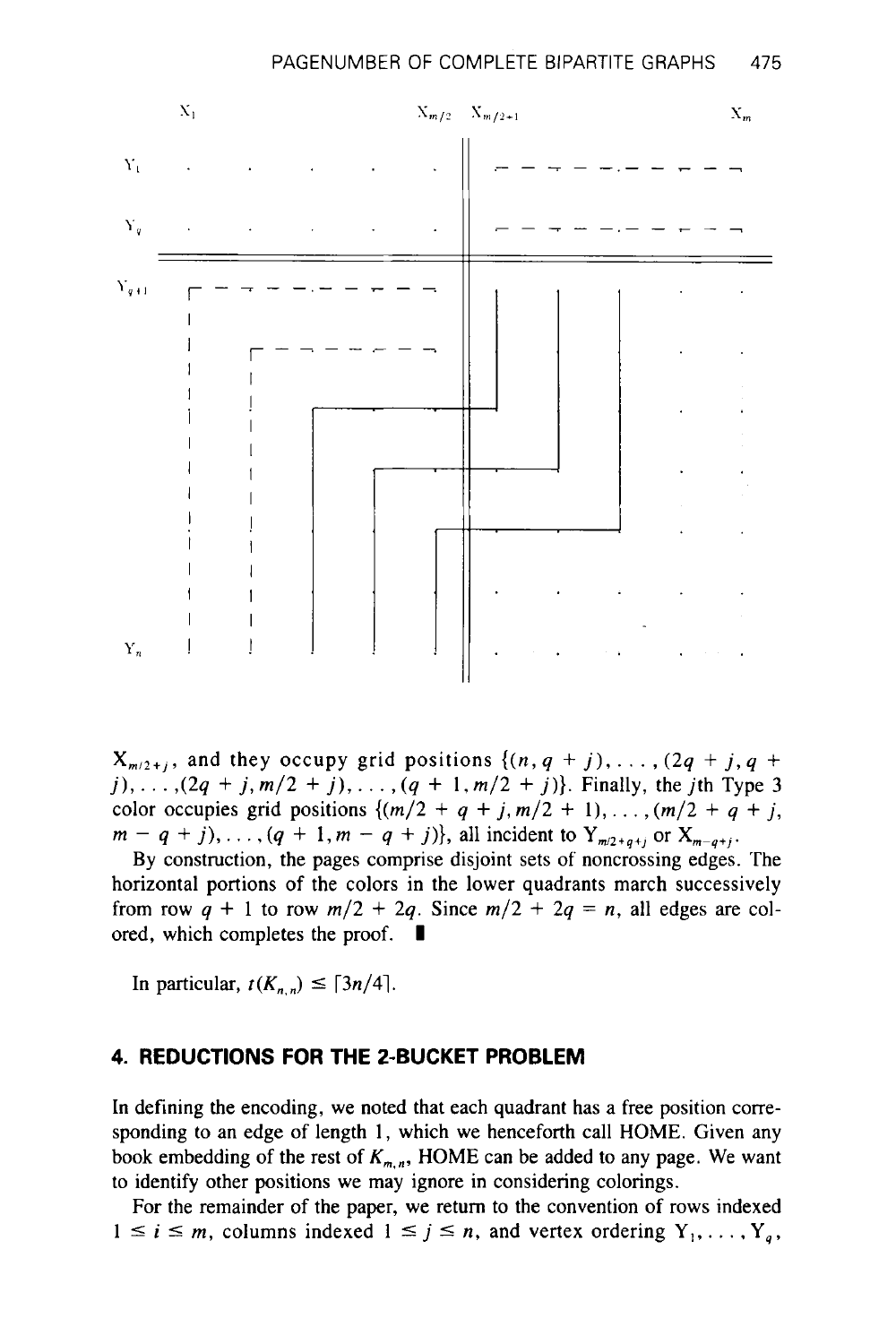$X_{m/2+j}$, and they occupy grid positions $\{(n, q + j), \ldots, (2q + j, q + j), \ldots, (2q + j, m/2 + j), \ldots, (q + 1, m/2 + j)\}$. Finally, the $j$th Type 3 color occupies grid positions $\{(m/2 + q + j, m/2 + 1), \ldots, (m/2 + q + j, m - q + j), \ldots, (q + 1, m - q + j)\}$, all incident to $Y_{m/2+q+j}$ or $X_{m-q+j}$.

By construction, the pages comprise disjoint sets of noncrossing edges. The horizontal portions of the colors in the lower quadrants march successively from row $q + 1$ to row $m/2 + 2q$. Since $m/2 + 2q = n$, all edges are colored, which completes the proof. ∎

In particular, $t(K_{n,n}) \leq \lceil 3n/4 \rceil$.

## 4. REDUCTIONS FOR THE 2-BUCKET PROBLEM

In defining the encoding, we noted that each quadrant has a free position corresponding to an edge of length 1, which we henceforth call HOME. Given any book embedding of the rest of $K_{m,n}$, HOME can be added to any page. We want to identify other positions we may ignore in considering colorings.

For the remainder of the paper, we return to the convention of rows indexed $1 \leq i \leq m$, columns indexed $1 \leq j \leq n$, and vertex ordering $Y_1, \ldots, Y_q$,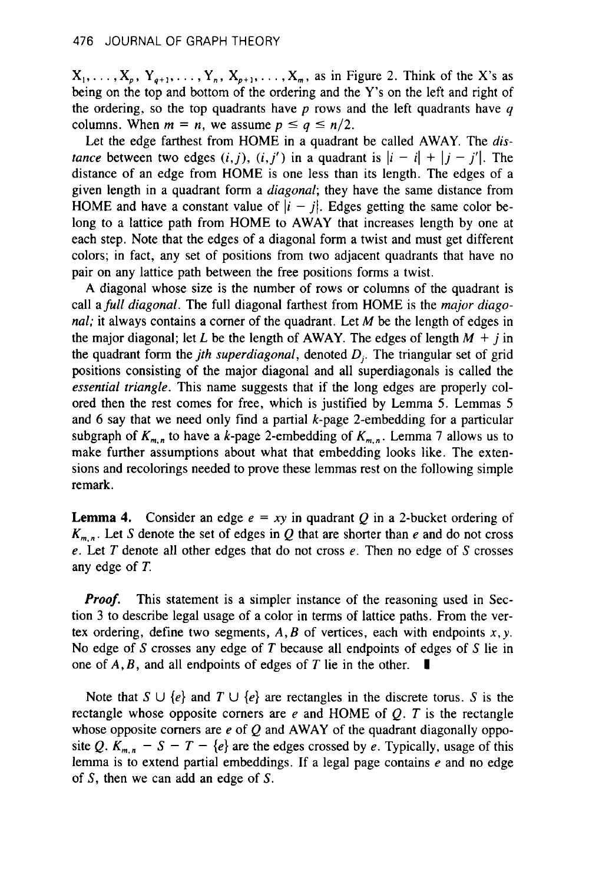$X_1, \ldots, X_p, Y_{q+1}, \ldots, Y_n, X_{p+1}, \ldots, X_m$, as in Figure 2. Think of the X's as being on the top and bottom of the ordering and the Y's on the left and right of the ordering, so the top quadrants have $p$ rows and the left quadrants have $q$ columns. When $m = n$, we assume $p \leq q \leq n/2$.

Let the edge farthest from HOME in a quadrant be called AWAY. The *distance* between two edges $(i, j)$, $(i, j')$ in a quadrant is $|i - i| + |j - j'|$. The distance of an edge from HOME is one less than its length. The edges of a given length in a quadrant form a *diagonal*; they have the same distance from HOME and have a constant value of $|i - j|$. Edges getting the same color belong to a lattice path from HOME to AWAY that increases length by one at each step. Note that the edges of a diagonal form a twist and must get different colors; in fact, any set of positions from two adjacent quadrants that have no pair on any lattice path between the free positions forms a twist.

A diagonal whose size is the number of rows or columns of the quadrant is call a *full diagonal*. The full diagonal farthest from HOME is the *major diagonal;* it always contains a corner of the quadrant. Let $M$ be the length of edges in the major diagonal; let $L$ be the length of AWAY. The edges of length $M + j$ in the quadrant form the *jth superdiagonal*, denoted $D_j$. The triangular set of grid positions consisting of the major diagonal and all superdiagonals is called the *essential triangle*. This name suggests that if the long edges are properly colored then the rest comes for free, which is justified by Lemma 5. Lemmas 5 and 6 say that we need only find a partial $k$-page 2-embedding for a particular subgraph of $K_{m,n}$ to have a $k$-page 2-embedding of $K_{m,n}$. Lemma 7 allows us to make further assumptions about what that embedding looks like. The extensions and recolorings needed to prove these lemmas rest on the following simple remark.

**Lemma 4.** Consider an edge $e = xy$ in quadrant $Q$ in a 2-bucket ordering of $K_{m,n}$. Let $S$ denote the set of edges in $Q$ that are shorter than $e$ and do not cross $e$. Let $T$ denote all other edges that do not cross $e$. Then no edge of $S$ crosses any edge of $T$.

***Proof.*** This statement is a simpler instance of the reasoning used in Section 3 to describe legal usage of a color in terms of lattice paths. From the vertex ordering, define two segments, $A, B$ of vertices, each with endpoints $x, y$. No edge of $S$ crosses any edge of $T$ because all endpoints of edges of $S$ lie in one of $A, B$, and all endpoints of edges of $T$ lie in the other. ∎

Note that $S \cup \{e\}$ and $T \cup \{e\}$ are rectangles in the discrete torus. $S$ is the rectangle whose opposite corners are $e$ and HOME of $Q$. $T$ is the rectangle whose opposite corners are $e$ of $Q$ and AWAY of the quadrant diagonally opposite $Q$. $K_{m,n} - S - T - \{e\}$ are the edges crossed by $e$. Typically, usage of this lemma is to extend partial embeddings. If a legal page contains $e$ and no edge of $S$, then we can add an edge of $S$.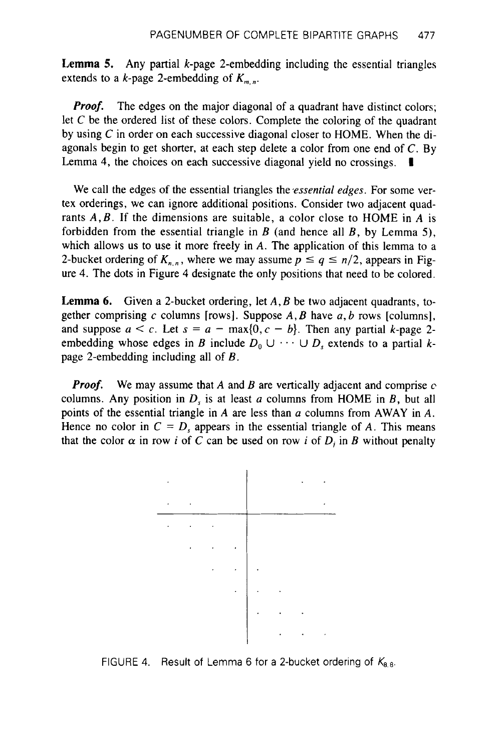**Lemma 5.** Any partial $k$-page 2-embedding including the essential triangles extends to a $k$-page 2-embedding of $K_{m,n}$.

***Proof.*** The edges on the major diagonal of a quadrant have distinct colors; let $C$ be the ordered list of these colors. Complete the coloring of the quadrant by using $C$ in order on each successive diagonal closer to HOME. When the diagonals begin to get shorter, at each step delete a color from one end of $C$. By Lemma 4, the choices on each successive diagonal yield no crossings. ∎

We call the edges of the essential triangles the *essential edges*. For some vertex orderings, we can ignore additional positions. Consider two adjacent quadrants $A, B$. If the dimensions are suitable, a color close to HOME in $A$ is forbidden from the essential triangle in $B$ (and hence all $B$, by Lemma 5), which allows us to use it more freely in $A$. The application of this lemma to a 2-bucket ordering of $K_{n,n}$, where we may assume $p \leq q \leq n/2$, appears in Figure 4. The dots in Figure 4 designate the only positions that need to be colored.

**Lemma 6.** Given a 2-bucket ordering, let $A, B$ be two adjacent quadrants, together comprising $c$ columns [rows]. Suppose $A, B$ have $a, b$ rows [columns], and suppose $a < c$. Let $s = a - \max\{0, c - b\}$. Then any partial $k$-page 2-embedding whose edges in $B$ include $D_0 \cup \cdots \cup D_s$ extends to a partial $k$-page 2-embedding including all of $B$.

***Proof.*** We may assume that $A$ and $B$ are vertically adjacent and comprise $c$ columns. Any position in $D_s$ is at least $a$ columns from HOME in $B$, but all points of the essential triangle in $A$ are less than $a$ columns from AWAY in $A$. Hence no color in $C = D_s$ appears in the essential triangle of $A$. This means that the color $\alpha$ in row $i$ of $C$ can be used on row $i$ of $D_j$ in $B$ without penalty

FIGURE 4. Result of Lemma 6 for a 2-bucket ordering of $K_{8,8}$.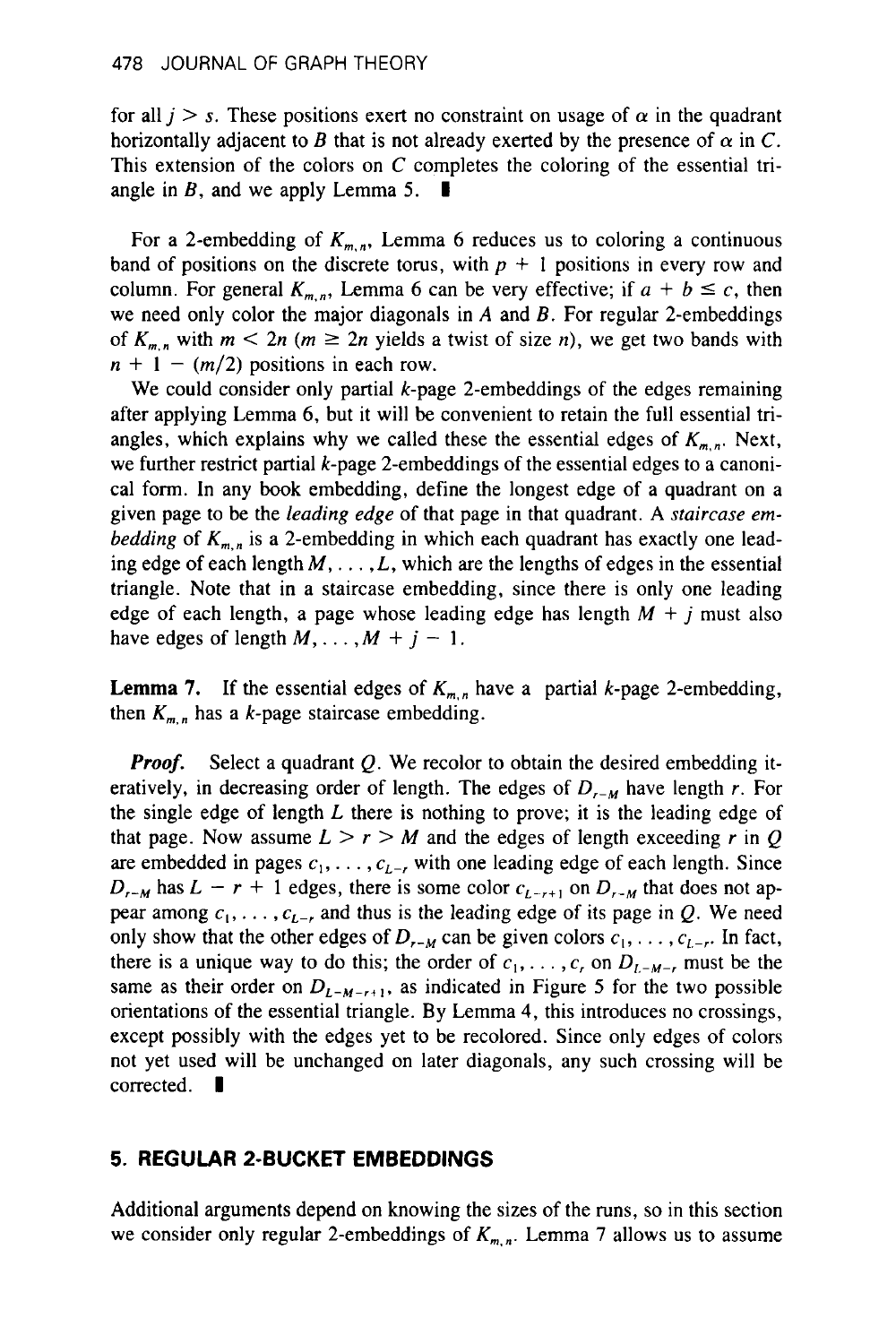for all $j > s$. These positions exert no constraint on usage of $\alpha$ in the quadrant horizontally adjacent to $B$ that is not already exerted by the presence of $\alpha$ in $C$. This extension of the colors on $C$ completes the coloring of the essential triangle in $B$, and we apply Lemma 5. ∎

For a 2-embedding of $K_{m,n}$, Lemma 6 reduces us to coloring a continuous band of positions on the discrete torus, with $p + 1$ positions in every row and column. For general $K_{m,n}$, Lemma 6 can be very effective; if $a + b \leq c$, then we need only color the major diagonals in $A$ and $B$. For regular 2-embeddings of $K_{m,n}$ with $m < 2n$ ($m \geq 2n$ yields a twist of size $n$), we get two bands with $n + 1 - (m/2)$ positions in each row.

We could consider only partial $k$-page 2-embeddings of the edges remaining after applying Lemma 6, but it will be convenient to retain the full essential triangles, which explains why we called these the essential edges of $K_{m,n}$. Next, we further restrict partial $k$-page 2-embeddings of the essential edges to a canonical form. In any book embedding, define the longest edge of a quadrant on a given page to be the *leading edge* of that page in that quadrant. A *staircase embedding* of $K_{m,n}$ is a 2-embedding in which each quadrant has exactly one leading edge of each length $M, \ldots, L$, which are the lengths of edges in the essential triangle. Note that in a staircase embedding, since there is only one leading edge of each length, a page whose leading edge has length $M + j$ must also have edges of length $M, \ldots, M + j - 1$.

**Lemma 7.** If the essential edges of $K_{m,n}$ have a partial $k$-page 2-embedding, then $K_{m,n}$ has a $k$-page staircase embedding.

***Proof.*** Select a quadrant $Q$. We recolor to obtain the desired embedding iteratively, in decreasing order of length. The edges of $D_{r-M}$ have length $r$. For the single edge of length $L$ there is nothing to prove; it is the leading edge of that page. Now assume $L > r > M$ and the edges of length exceeding $r$ in $Q$ are embedded in pages $c_1, \ldots, c_{L-r}$ with one leading edge of each length. Since $D_{r-M}$ has $L - r + 1$ edges, there is some color $c_{L-r+1}$ on $D_{r-M}$ that does not appear among $c_1, \ldots, c_{L-r}$ and thus is the leading edge of its page in $Q$. We need only show that the other edges of $D_{r-M}$ can be given colors $c_1, \ldots, c_{L-r}$. In fact, there is a unique way to do this; the order of $c_1, \ldots, c_r$ on $D_{L-M-r}$ must be the same as their order on $D_{L-M-r+1}$, as indicated in Figure 5 for the two possible orientations of the essential triangle. By Lemma 4, this introduces no crossings, except possibly with the edges yet to be recolored. Since only edges of colors not yet used will be unchanged on later diagonals, any such crossing will be corrected. ∎

## 5. REGULAR 2-BUCKET EMBEDDINGS

Additional arguments depend on knowing the sizes of the runs, so in this section we consider only regular 2-embeddings of $K_{m,n}$. Lemma 7 allows us to assume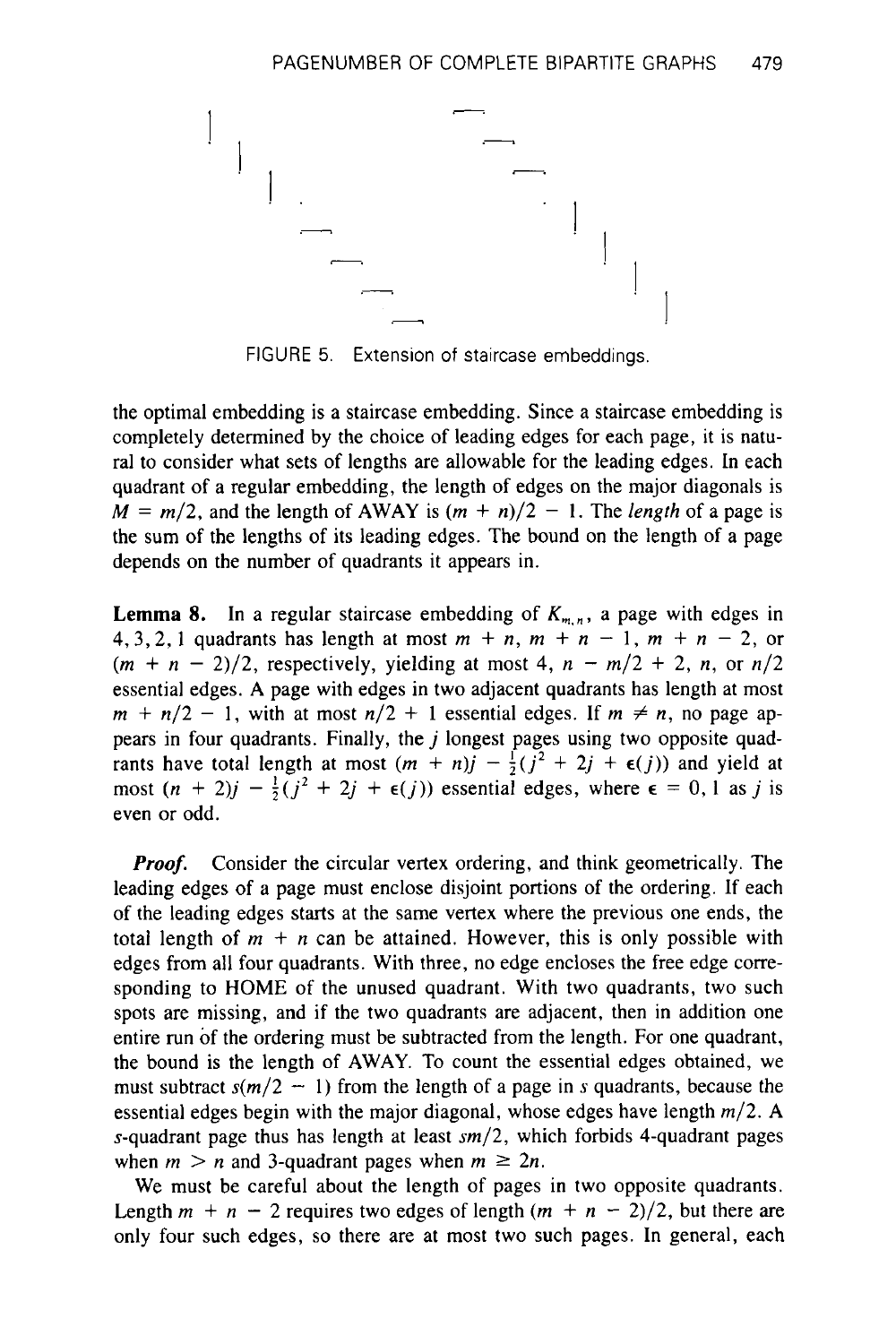FIGURE 5. Extension of staircase embeddings.

the optimal embedding is a staircase embedding. Since a staircase embedding is completely determined by the choice of leading edges for each page, it is natural to consider what sets of lengths are allowable for the leading edges. In each quadrant of a regular embedding, the length of edges on the major diagonals is $M = m/2$, and the length of AWAY is $(m + n)/2 - 1$. The *length* of a page is the sum of the lengths of its leading edges. The bound on the length of a page depends on the number of quadrants it appears in.

**Lemma 8.** In a regular staircase embedding of $K_{m,n}$, a page with edges in 4, 3, 2, 1 quadrants has length at most $m + n$, $m + n - 1$, $m + n - 2$, or $(m + n - 2)/2$, respectively, yielding at most 4, $n - m/2 + 2$, $n$, or $n/2$ essential edges. A page with edges in two adjacent quadrants has length at most $m + n/2 - 1$, with at most $n/2 + 1$ essential edges. If $m \neq n$, no page appears in four quadrants. Finally, the $j$ longest pages using two opposite quadrants have total length at most $(m + n)j - \frac{1}{2}(j^2 + 2j + \epsilon(j))$ and yield at most $(n + 2)j - \frac{1}{2}(j^2 + 2j + \epsilon(j))$ essential edges, where $\epsilon = 0, 1$ as $j$ is even or odd.

***Proof.*** Consider the circular vertex ordering, and think geometrically. The leading edges of a page must enclose disjoint portions of the ordering. If each of the leading edges starts at the same vertex where the previous one ends, the total length of $m + n$ can be attained. However, this is only possible with edges from all four quadrants. With three, no edge encloses the free edge corresponding to HOME of the unused quadrant. With two quadrants, two such spots are missing, and if the two quadrants are adjacent, then in addition one entire run of the ordering must be subtracted from the length. For one quadrant, the bound is the length of AWAY. To count the essential edges obtained, we must subtract $s(m/2 - 1)$ from the length of a page in $s$ quadrants, because the essential edges begin with the major diagonal, whose edges have length $m/2$. A $s$-quadrant page thus has length at least $sm/2$, which forbids 4-quadrant pages when $m > n$ and 3-quadrant pages when $m \geq 2n$.

We must be careful about the length of pages in two opposite quadrants. Length $m + n - 2$ requires two edges of length $(m + n - 2)/2$, but there are only four such edges, so there are at most two such pages. In general, each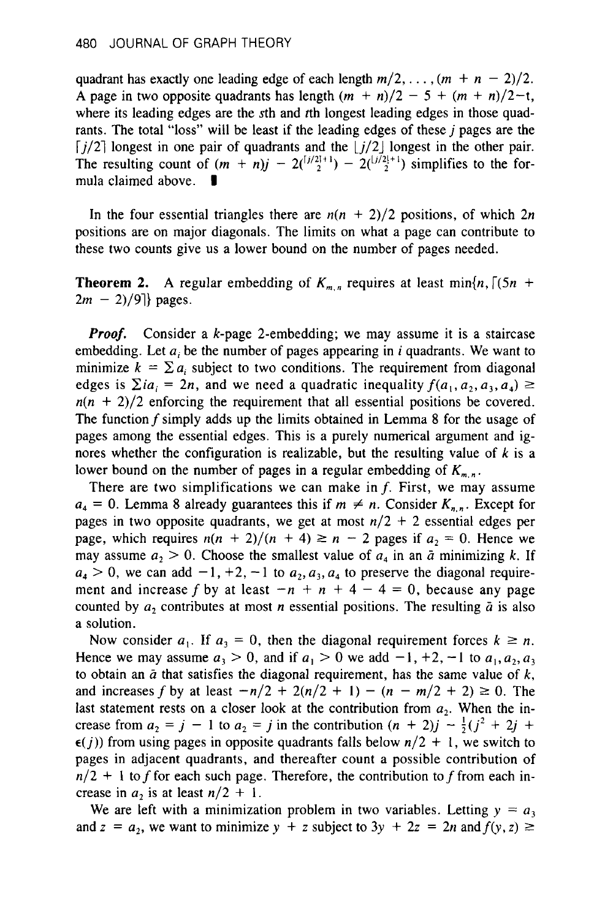quadrant has exactly one leading edge of each length $m/2, \ldots, (m + n - 2)/2$. A page in two opposite quadrants has length $(m + n)/2 - 5 + (m + n)/2 - t$, where its leading edges are the $s$th and $t$th longest leading edges in those quadrants. The total "loss" will be least if the leading edges of these $j$ pages are the $\lceil j/2 \rceil$ longest in one pair of quadrants and the $\lfloor j/2 \rfloor$ longest in the other pair. The resulting count of $(m + n)j - 2\binom{\lceil j/2 \rceil + 1}{2} - 2\binom{\lfloor j/2 \rfloor + 1}{2}$ simplifies to the formula claimed above. ∎

In the four essential triangles there are $n(n + 2)/2$ positions, of which $2n$ positions are on major diagonals. The limits on what a page can contribute to these two counts give us a lower bound on the number of pages needed.

**Theorem 2.** A regular embedding of $K_{m,n}$ requires at least $\min\{n, \lceil (5n + 2m - 2)/9 \rceil\}$ pages.

***Proof.*** Consider a $k$-page 2-embedding; we may assume it is a staircase embedding. Let $a_i$ be the number of pages appearing in $i$ quadrants. We want to minimize $k = \sum a_i$ subject to two conditions. The requirement from diagonal edges is $\sum i a_i = 2n$, and we need a quadratic inequality $f(a_1, a_2, a_3, a_4) \geq n(n + 2)/2$ enforcing the requirement that all essential positions be covered. The function $f$ simply adds up the limits obtained in Lemma 8 for the usage of pages among the essential edges. This is a purely numerical argument and ignores whether the configuration is realizable, but the resulting value of $k$ is a lower bound on the number of pages in a regular embedding of $K_{m,n}$.

There are two simplifications we can make in $f$. First, we may assume $a_4 = 0$. Lemma 8 already guarantees this if $m \neq n$. Consider $K_{n,n}$. Except for pages in two opposite quadrants, we get at most $n/2 + 2$ essential edges per page, which requires $n(n + 2)/(n + 4) \geq n - 2$ pages if $a_2 = 0$. Hence we may assume $a_2 > 0$. Choose the smallest value of $a_4$ in an $\bar{a}$ minimizing $k$. If $a_4 > 0$, we can add $-1, +2, -1$ to $a_2, a_3, a_4$ to preserve the diagonal requirement and increase $f$ by at least $-n + n + 4 - 4 = 0$, because any page counted by $a_2$ contributes at most $n$ essential positions. The resulting $\bar{a}$ is also a solution.

Now consider $a_1$. If $a_3 = 0$, then the diagonal requirement forces $k \geq n$. Hence we may assume $a_3 > 0$, and if $a_1 > 0$ we add $-1, +2, -1$ to $a_1, a_2, a_3$ to obtain an $\bar{a}$ that satisfies the diagonal requirement, has the same value of $k$, and increases $f$ by at least $-n/2 + 2(n/2 + 1) - (n - m/2 + 2) \geq 0$. The last statement rests on a closer look at the contribution from $a_2$. When the increase from $a_2 = j - 1$ to $a_2 = j$ in the contribution $(n + 2)j - \frac{1}{2}(j^2 + 2j + \epsilon(j))$ from using pages in opposite quadrants falls below $n/2 + 1$, we switch to pages in adjacent quadrants, and thereafter count a possible contribution of $n/2 + 1$ to $f$ for each such page. Therefore, the contribution to $f$ from each increase in $a_2$ is at least $n/2 + 1$.

We are left with a minimization problem in two variables. Letting $y = a_3$ and $z = a_2$, we want to minimize $y + z$ subject to $3y + 2z = 2n$ and $f(y, z) \geq$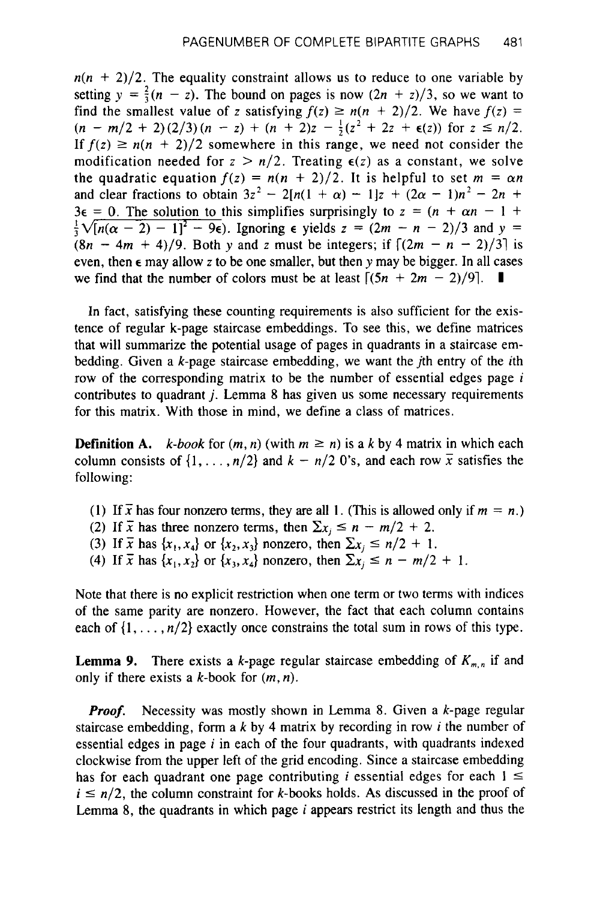$n(n+2)/2$. The equality constraint allows us to reduce to one variable by setting $y = \frac{2}{3}(n - z)$. The bound on pages is now $(2n + z)/3$, so we want to find the smallest value of $z$ satisfying $f(z) \geq n(n+2)/2$. We have $f(z) = (n - m/2 + 2)(2/3)(n - z) + (n + 2)z - \frac{1}{2}(z^2 + 2z + \epsilon(z))$ for $z \leq n/2$. If $f(z) \geq n(n+2)/2$ somewhere in this range, we need not consider the modification needed for $z > n/2$. Treating $\epsilon(z)$ as a constant, we solve the quadratic equation $f(z) = n(n+2)/2$. It is helpful to set $m = \alpha n$ and clear fractions to obtain $3z^2 - 2[n(1+\alpha) - 1]z + (2\alpha - 1)n^2 - 2n + 3\epsilon = 0$. The solution to this simplifies surprisingly to $z = (n + \alpha n - 1 + \frac{1}{3}\sqrt{[n(\alpha - 2) - 1]^2 - 9\epsilon})$. Ignoring $\epsilon$ yields $z = (2m - n - 2)/3$ and $y = (8n - 4m + 4)/9$. Both $y$ and $z$ must be integers; if $\lceil (2m - n - 2)/3 \rceil$ is even, then $\epsilon$ may allow $z$ to be one smaller, but then $y$ may be bigger. In all cases we find that the number of colors must be at least $\lceil (5n + 2m - 2)/9 \rceil$. ∎

In fact, satisfying these counting requirements is also sufficient for the existence of regular k-page staircase embeddings. To see this, we define matrices that will summarize the potential usage of pages in quadrants in a staircase embedding. Given a $k$-page staircase embedding, we want the $j$th entry of the $i$th row of the corresponding matrix to be the number of essential edges page $i$ contributes to quadrant $j$. Lemma 8 has given us some necessary requirements for this matrix. With those in mind, we define a class of matrices.

**Definition A.** *k-book* for $(m, n)$ (with $m \geq n$) is a $k$ by 4 matrix in which each column consists of $\{1, \ldots, n/2\}$ and $k - n/2$ 0's, and each row $\bar{x}$ satisfies the following:

(1) If $\bar{x}$ has four nonzero terms, they are all 1. (This is allowed only if $m = n$.)
(2) If $\bar{x}$ has three nonzero terms, then $\Sigma x_j \leq n - m/2 + 2$.
(3) If $\bar{x}$ has $\{x_1, x_4\}$ or $\{x_2, x_3\}$ nonzero, then $\Sigma x_j \leq n/2 + 1$.
(4) If $\bar{x}$ has $\{x_1, x_2\}$ or $\{x_3, x_4\}$ nonzero, then $\Sigma x_j \leq n - m/2 + 1$.

Note that there is no explicit restriction when one term or two terms with indices of the same parity are nonzero. However, the fact that each column contains each of $\{1, \ldots, n/2\}$ exactly once constrains the total sum in rows of this type.

**Lemma 9.** There exists a $k$-page regular staircase embedding of $K_{m,n}$ if and only if there exists a $k$-book for $(m, n)$.

***Proof.*** Necessity was mostly shown in Lemma 8. Given a $k$-page regular staircase embedding, form a $k$ by 4 matrix by recording in row $i$ the number of essential edges in page $i$ in each of the four quadrants, with quadrants indexed clockwise from the upper left of the grid encoding. Since a staircase embedding has for each quadrant one page contributing $i$ essential edges for each $1 \leq i \leq n/2$, the column constraint for $k$-books holds. As discussed in the proof of Lemma 8, the quadrants in which page $i$ appears restrict its length and thus the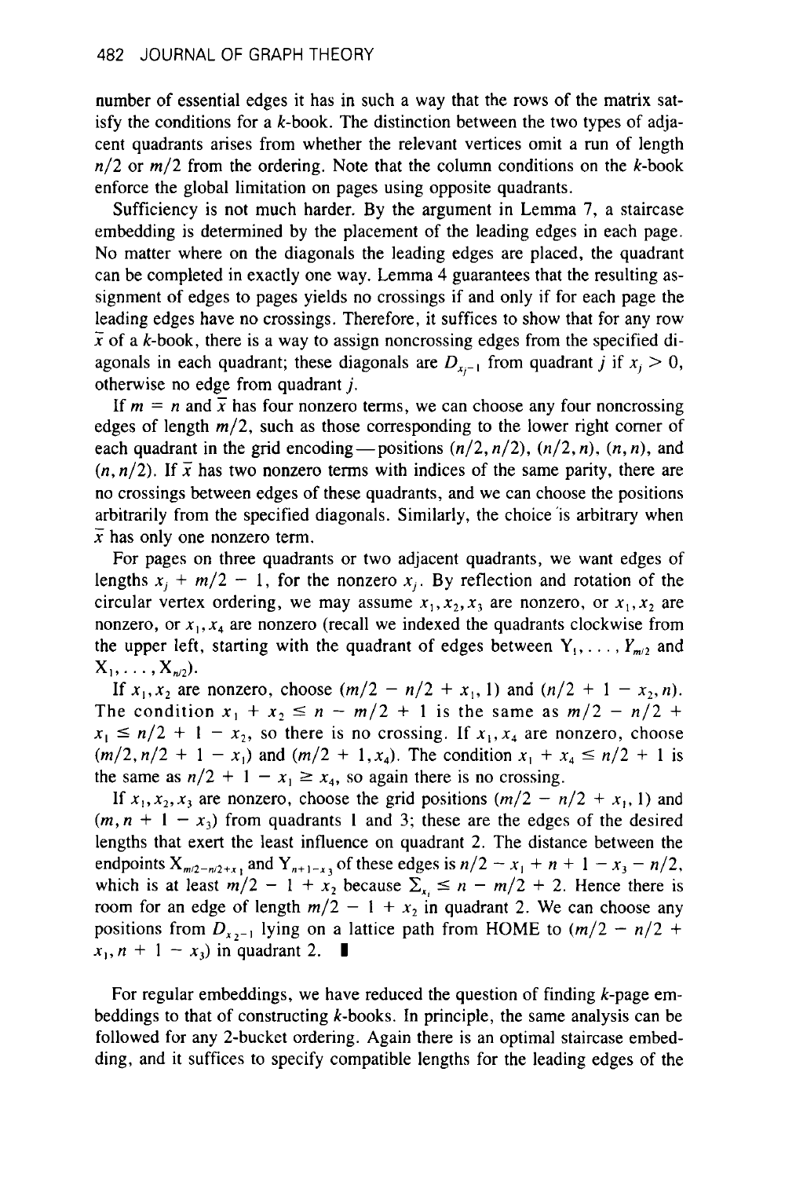number of essential edges it has in such a way that the rows of the matrix satisfy the conditions for a $k$-book. The distinction between the two types of adjacent quadrants arises from whether the relevant vertices omit a run of length $n/2$ or $m/2$ from the ordering. Note that the column conditions on the $k$-book enforce the global limitation on pages using opposite quadrants.

Sufficiency is not much harder. By the argument in Lemma 7, a staircase embedding is determined by the placement of the leading edges in each page. No matter where on the diagonals the leading edges are placed, the quadrant can be completed in exactly one way. Lemma 4 guarantees that the resulting assignment of edges to pages yields no crossings if and only if for each page the leading edges have no crossings. Therefore, it suffices to show that for any row $\bar{x}$ of a $k$-book, there is a way to assign noncrossing edges from the specified diagonals in each quadrant; these diagonals are $D_{x_j - 1}$ from quadrant $j$ if $x_j > 0$, otherwise no edge from quadrant $j$.

If $m = n$ and $\bar{x}$ has four nonzero terms, we can choose any four noncrossing edges of length $m/2$, such as those corresponding to the lower right corner of each quadrant in the grid encoding—positions $(n/2, n/2)$, $(n/2, n)$, $(n, n)$, and $(n, n/2)$. If $\bar{x}$ has two nonzero terms with indices of the same parity, there are no crossings between edges of these quadrants, and we can choose the positions arbitrarily from the specified diagonals. Similarly, the choice is arbitrary when $\bar{x}$ has only one nonzero term.

For pages on three quadrants or two adjacent quadrants, we want edges of lengths $x_j + m/2 - 1$, for the nonzero $x_j$. By reflection and rotation of the circular vertex ordering, we may assume $x_1, x_2, x_3$ are nonzero, or $x_1, x_2$ are nonzero, or $x_1, x_4$ are nonzero (recall we indexed the quadrants clockwise from the upper left, starting with the quadrant of edges between $Y_1, \ldots, Y_{m/2}$ and $X_1, \ldots, X_{n/2}$).

If $x_1, x_2$ are nonzero, choose $(m/2 - n/2 + x_1, 1)$ and $(n/2 + 1 - x_2, n)$. The condition $x_1 + x_2 \leq n - m/2 + 1$ is the same as $m/2 - n/2 + x_1 \leq n/2 + 1 - x_2$, so there is no crossing. If $x_1, x_4$ are nonzero, choose $(m/2, n/2 + 1 - x_1)$ and $(m/2 + 1, x_4)$. The condition $x_1 + x_4 \leq n/2 + 1$ is the same as $n/2 + 1 - x_1 \geq x_4$, so again there is no crossing.

If $x_1, x_2, x_3$ are nonzero, choose the grid positions $(m/2 - n/2 + x_1, 1)$ and $(m, n + 1 - x_3)$ from quadrants 1 and 3; these are the edges of the desired lengths that exert the least influence on quadrant 2. The distance between the endpoints $X_{m/2 - n/2 + x_1}$ and $Y_{n+1-x_3}$ of these edges is $n/2 - x_1 + n + 1 - x_3 - n/2$, which is at least $m/2 - 1 + x_2$ because $\Sigma_{x_i} \leq n - m/2 + 2$. Hence there is room for an edge of length $m/2 - 1 + x_2$ in quadrant 2. We can choose any positions from $D_{x_2 - 1}$ lying on a lattice path from HOME to $(m/2 - n/2 + x_1, n + 1 - x_3)$ in quadrant 2. ∎

For regular embeddings, we have reduced the question of finding $k$-page embeddings to that of constructing $k$-books. In principle, the same analysis can be followed for any 2-bucket ordering. Again there is an optimal staircase embedding, and it suffices to specify compatible lengths for the leading edges of the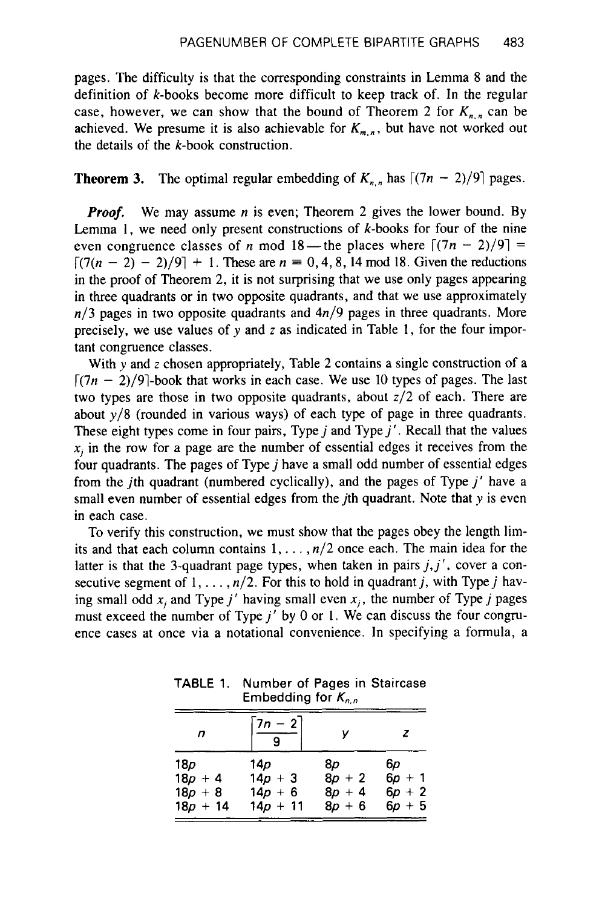pages. The difficulty is that the corresponding constraints in Lemma 8 and the definition of $k$-books become more difficult to keep track of. In the regular case, however, we can show that the bound of Theorem 2 for $K_{n,n}$ can be achieved. We presume it is also achievable for $K_{m,n}$, but have not worked out the details of the $k$-book construction.

**Theorem 3.** The optimal regular embedding of $K_{n,n}$ has $\lceil (7n-2)/9 \rceil$ pages.

***Proof.*** We may assume $n$ is even; Theorem 2 gives the lower bound. By Lemma 1, we need only present constructions of $k$-books for four of the nine even congruence classes of $n$ mod 18—the places where $\lceil (7n-2)/9 \rceil = \lceil (7(n-2)-2)/9 \rceil + 1$. These are $n \equiv 0, 4, 8, 14 \bmod 18$. Given the reductions in the proof of Theorem 2, it is not surprising that we use only pages appearing in three quadrants or in two opposite quadrants, and that we use approximately $n/3$ pages in two opposite quadrants and $4n/9$ pages in three quadrants. More precisely, we use values of $y$ and $z$ as indicated in Table 1, for the four important congruence classes.

With $y$ and $z$ chosen appropriately, Table 2 contains a single construction of a $\lceil (7n-2)/9 \rceil$-book that works in each case. We use 10 types of pages. The last two types are those in two opposite quadrants, about $z/2$ of each. There are about $y/8$ (rounded in various ways) of each type of page in three quadrants. These eight types come in four pairs, Type $j$ and Type $j'$. Recall that the values $x_j$ in the row for a page are the number of essential edges it receives from the four quadrants. The pages of Type $j$ have a small odd number of essential edges from the $j$th quadrant (numbered cyclically), and the pages of Type $j'$ have a small even number of essential edges from the $j$th quadrant. Note that $y$ is even in each case.

To verify this construction, we must show that the pages obey the length limits and that each column contains $1, \ldots, n/2$ once each. The main idea for the latter is that the 3-quadrant page types, when taken in pairs $j, j'$, cover a consecutive segment of $1, \ldots, n/2$. For this to hold in quadrant $j$, with Type $j$ having small odd $x_j$ and Type $j'$ having small even $x_j$, the number of Type $j$ pages must exceed the number of Type $j'$ by 0 or 1. We can discuss the four congruence cases at once via a notational convenience. In specifying a formula, a

TABLE 1. Number of Pages in Staircase Embedding for $K_{n,n}$

| $n$ | $\left\lceil \frac{7n-2}{9} \right\rceil$ | $y$ | $z$ |
|---|---|---|---|
| $18p$ | $14p$ | $8p$ | $6p$ |
| $18p+4$ | $14p+3$ | $8p+2$ | $6p+1$ |
| $18p+8$ | $14p+6$ | $8p+4$ | $6p+2$ |
| $18p+14$ | $14p+11$ | $8p+6$ | $6p+5$ |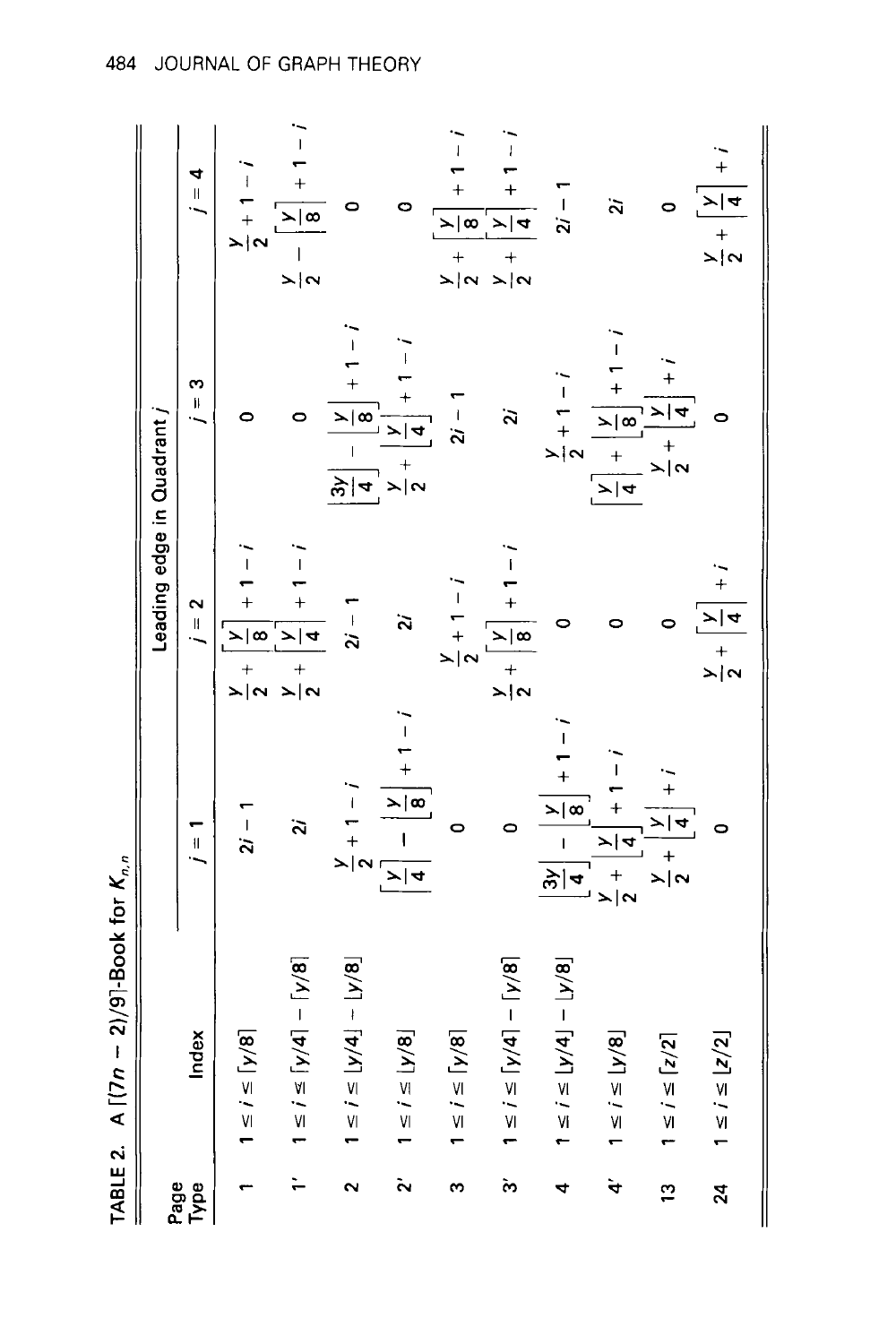TABLE 2. A $\lceil (7n-2)/9 \rceil$-Book for $K_{n,n}$

| Page Type | Index | Leading edge in Quadrant $j$ | | | |
|---|---|---|---|---|---|
| | | $j = 1$ | $j = 2$ | $j = 3$ | $j = 4$ |
| 1 | $1 \le i \le \lceil y/8 \rceil$ | $2i - 1$ | $\frac{y}{2} + \left\lceil \frac{y}{8} \right\rceil + 1 - i$ | 0 | $\frac{y}{2} + 1 - i$ |
| 1′ | $1 \le i \le \lceil y/4 \rceil - \lceil y/8 \rceil$ | $2i$ | $\frac{y}{2} + \left\lceil \frac{y}{4} \right\rceil + 1 - i$ | 0 | $\frac{y}{2} - \left\lceil \frac{y}{8} \right\rceil + 1 - i$ |
| 2 | $1 \le i \le \lfloor y/4 \rfloor - \lfloor y/8 \rfloor$ | $\frac{y}{2} + 1 - i$ | $2i - 1$ | $\left\lfloor \frac{3y}{4} \right\rfloor - \left\lfloor \frac{y}{8} \right\rfloor + 1 - i$ | 0 |
| 2′ | $1 \le i \le \lfloor y/8 \rfloor$ | $\left\lceil \frac{y}{4} \right\rceil - \left\lfloor \frac{y}{8} \right\rfloor + 1 - i$ | $2i$ | $\frac{y}{2} + \left\lfloor \frac{y}{4} \right\rfloor + 1 - i$ | 0 |
| 3 | $1 \le i \le \lceil y/8 \rceil$ | 0 | $\frac{y}{2} + 1 - i$ | $2i - 1$ | $\frac{y}{2} + \left\lceil \frac{y}{8} \right\rceil + 1 - i$ |
| 3′ | $1 \le i \le \lceil y/4 \rceil - \lceil y/8 \rceil$ | 0 | $\frac{y}{2} + \left\lceil \frac{y}{8} \right\rceil + 1 - i$ | $2i$ | $\frac{y}{2} + \left\lceil \frac{y}{4} \right\rceil + 1 - i$ |
| 4 | $1 \le i \le \lfloor y/4 \rfloor - \lfloor y/8 \rfloor$ | $\left\lfloor \frac{3y}{4} \right\rfloor - \left\lfloor \frac{y}{8} \right\rfloor + 1 - i$ | 0 | $\frac{y}{2} + 1 - i$ | $2i - 1$ |
| 4′ | $1 \le i \le \lfloor y/8 \rfloor$ | $\frac{y}{2} + \left\lfloor \frac{y}{4} \right\rfloor + 1 - i$ | 0 | $\left\lceil \frac{y}{4} \right\rceil + \left\lfloor \frac{y}{8} \right\rfloor + 1 - i$ | $2i$ |
| 13 | $1 \le i \le \lceil z/2 \rceil$ | $\frac{y}{2} + \left\lfloor \frac{y}{4} \right\rfloor + i$ | 0 | $\frac{y}{2} + \left\lfloor \frac{y}{4} \right\rfloor + i$ | 0 |
| 24 | $1 \le i \le \lfloor z/2 \rfloor$ | 0 | $\frac{y}{2} + \left\lceil \frac{y}{4} \right\rceil + i$ | 0 | $\frac{y}{2} + \left\lceil \frac{y}{4} \right\rceil + i$ |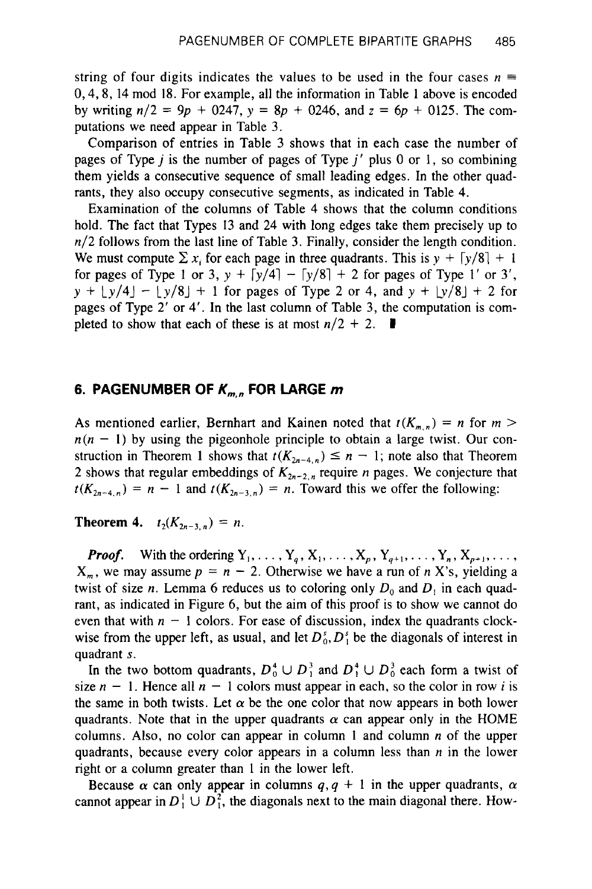string of four digits indicates the values to be used in the four cases $n \equiv 0, 4, 8, 14 \bmod 18$. For example, all the information in Table 1 above is encoded by writing $n/2 = 9p + 0247$, $y = 8p + 0246$, and $z = 6p + 0125$. The computations we need appear in Table 3.

Comparison of entries in Table 3 shows that in each case the number of pages of Type $j$ is the number of pages of Type $j'$ plus 0 or 1, so combining them yields a consecutive sequence of small leading edges. In the other quadrants, they also occupy consecutive segments, as indicated in Table 4.

Examination of the columns of Table 4 shows that the column conditions hold. The fact that Types 13 and 24 with long edges take them precisely up to $n/2$ follows from the last line of Table 3. Finally, consider the length condition. We must compute $\sum x_i$ for each page in three quadrants. This is $y + \lceil y/8 \rceil + 1$ for pages of Type 1 or 3, $y + \lceil y/4 \rceil - \lceil y/8 \rceil + 2$ for pages of Type 1′ or 3′, $y + \lfloor y/4 \rfloor - \lfloor y/8 \rfloor + 1$ for pages of Type 2 or 4, and $y + \lfloor y/8 \rfloor + 2$ for pages of Type 2′ or 4′. In the last column of Table 3, the computation is completed to show that each of these is at most $n/2 + 2$. ∎

## 6. PAGENUMBER OF $K_{m,n}$ FOR LARGE $m$

As mentioned earlier, Bernhart and Kainen noted that $t(K_{m,n}) = n$ for $m > n(n-1)$ by using the pigeonhole principle to obtain a large twist. Our construction in Theorem 1 shows that $t(K_{2n-4,n}) \le n - 1$; note also that Theorem 2 shows that regular embeddings of $K_{2n-2,n}$ require $n$ pages. We conjecture that $t(K_{2n-4,n}) = n - 1$ and $t(K_{2n-3,n}) = n$. Toward this we offer the following:

**Theorem 4.** $t_2(K_{2n-3,n}) = n$.

***Proof.*** With the ordering $Y_1, \ldots, Y_q, X_1, \ldots, X_p, Y_{q+1}, \ldots, Y_n, X_{p+1}, \ldots, X_m$, we may assume $p = n - 2$. Otherwise we have a run of $n$ X's, yielding a twist of size $n$. Lemma 6 reduces us to coloring only $D_0$ and $D_1$ in each quadrant, as indicated in Figure 6, but the aim of this proof is to show we cannot do even that with $n - 1$ colors. For ease of discussion, index the quadrants clockwise from the upper left, as usual, and let $D_0^s, D_1^s$ be the diagonals of interest in quadrant $s$.

In the two bottom quadrants, $D_0^4 \cup D_1^3$ and $D_1^4 \cup D_0^3$ each form a twist of size $n - 1$. Hence all $n - 1$ colors must appear in each, so the color in row $i$ is the same in both twists. Let $\alpha$ be the one color that now appears in both lower quadrants. Note that in the upper quadrants $\alpha$ can appear only in the HOME columns. Also, no color can appear in column 1 and column $n$ of the upper quadrants, because every color appears in a column less than $n$ in the lower right or a column greater than 1 in the lower left.

Because $\alpha$ can only appear in columns $q, q+1$ in the upper quadrants, $\alpha$ cannot appear in $D_1^1 \cup D_1^2$, the diagonals next to the main diagonal there. How-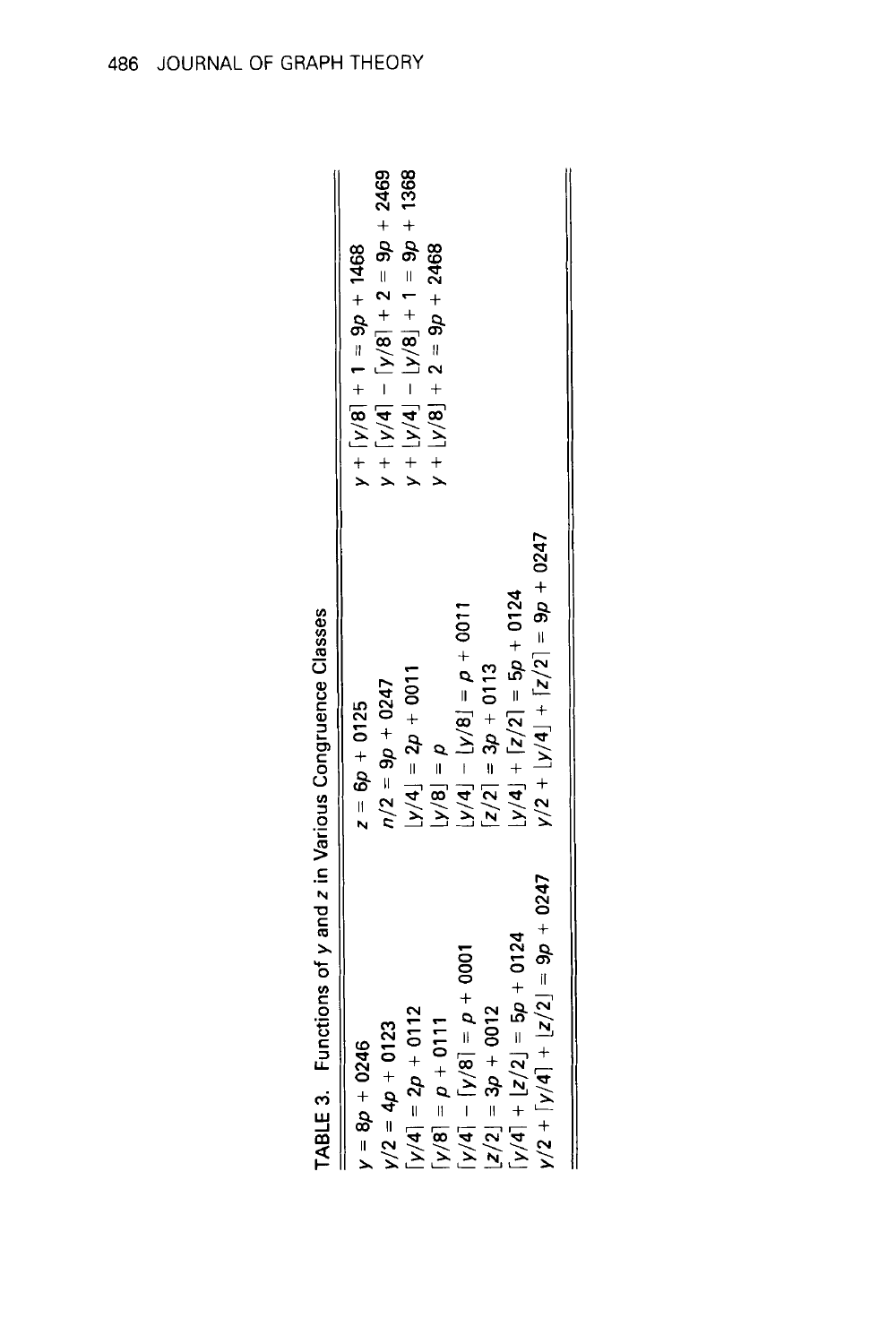TABLE 3. Functions of $y$ and $z$ in Various Congruence Classes

| | | |
|---|---|---|
| $y = 8p + 0246$ | $z = 6p + 0125$ | $y + \lceil y/8 \rceil + 1 = 9p + 1468$ |
| $y/2 = 4p + 0123$ | $n/2 = 9p + 0247$ | $y + \lceil y/4 \rceil - \lceil y/8 \rceil + 2 = 9p + 2469$ |
| $\lceil y/4 \rceil = 2p + 0112$ | $\lfloor y/4 \rfloor = 2p + 0011$ | $y + \lfloor y/4 \rfloor - \lfloor y/8 \rfloor + 1 = 9p + 1368$ |
| $\lceil y/8 \rceil = p + 0111$ | $\lfloor y/8 \rfloor = p$ | $y + \lfloor y/8 \rfloor + 2 = 9p + 2468$ |
| $\lceil y/4 \rceil - \lceil y/8 \rceil = p + 0001$ | $\lfloor y/4 \rfloor - \lfloor y/8 \rfloor = p + 0011$ | |
| $\lfloor z/2 \rfloor = 3p + 0012$ | $\lceil z/2 \rceil = 3p + 0113$ | |
| $\lceil y/4 \rceil + \lfloor z/2 \rfloor = 5p + 0124$ | $\lfloor y/4 \rfloor + \lceil z/2 \rceil = 5p + 0124$ | |
| $y/2 + \lceil y/4 \rceil + \lfloor z/2 \rfloor = 9p + 0247$ | $y/2 + \lfloor y/4 \rfloor + \lceil z/2 \rceil = 9p + 0247$ | |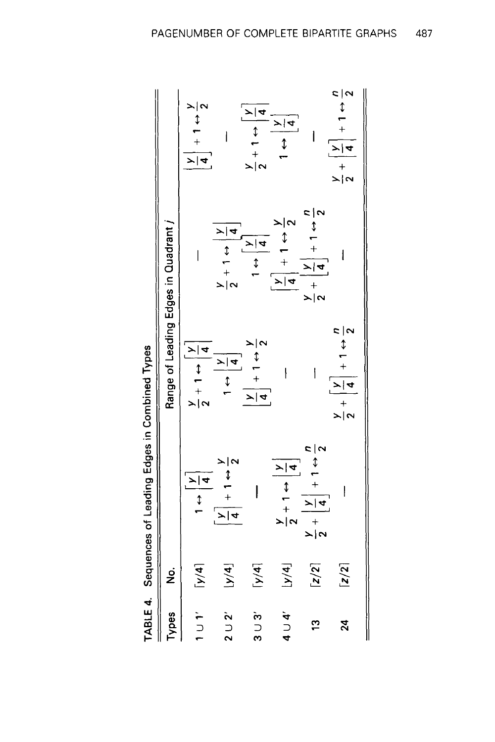TABLE 4. Sequences of Leading Edges in Combined Types

| Types | No. | Range of Leading Edges in Quadrant $j$ | | | |
|---|---|---|---|---|---|
| $1 \cup 1'$ | $\lceil y/4 \rceil$ | $1 \leftrightarrow \left\lceil \frac{y}{4} \right\rceil$ | $\frac{y}{2}+1 \leftrightarrow \left\lceil \frac{y}{4} \right\rceil$ | — | $\left\lfloor \frac{y}{4} \right\rfloor + 1 \leftrightarrow \frac{y}{2}$ |
| $2 \cup 2'$ | $\lfloor y/4 \rfloor$ | $\left\lceil \frac{y}{4} \right\rceil + 1 \leftrightarrow \frac{y}{2}$ | $1 \leftrightarrow \left\lfloor \frac{y}{4} \right\rfloor$ | $\frac{y}{2}+1 \leftrightarrow \left\lfloor \frac{y}{4} \right\rfloor$ | — |
| $3 \cup 3'$ | $\lceil y/4 \rceil$ | — | $\left\lfloor \frac{y}{4} \right\rfloor + 1 \leftrightarrow \frac{y}{2}$ | $1 \leftrightarrow \left\lceil \frac{y}{4} \right\rceil$ | $\frac{y}{2}+1 \leftrightarrow \left\lceil \frac{y}{4} \right\rceil$ |
| $4 \cup 4'$ | $\lfloor y/4 \rfloor$ | $\frac{y}{2}+1 \leftrightarrow \left\lfloor \frac{y}{4} \right\rfloor$ | — | $\left\lceil \frac{y}{4} \right\rceil + 1 \leftrightarrow \frac{y}{2}$ | $1 \leftrightarrow \left\lfloor \frac{y}{4} \right\rfloor$ |
| 13 | $\lceil z/2 \rceil$ | $\frac{y}{2} + \left\lfloor \frac{y}{4} \right\rfloor + 1 \leftrightarrow \frac{n}{2}$ | — | $\frac{y}{2} + \left\lfloor \frac{y}{4} \right\rfloor + 1 \leftrightarrow \frac{n}{2}$ | — |
| 24 | $\lfloor z/2 \rfloor$ | — | $\frac{y}{2} + \left\lceil \frac{y}{4} \right\rceil + 1 \leftrightarrow \frac{n}{2}$ | — | $\frac{y}{2} + \left\lceil \frac{y}{4} \right\rceil + 1 \leftrightarrow \frac{n}{2}$ |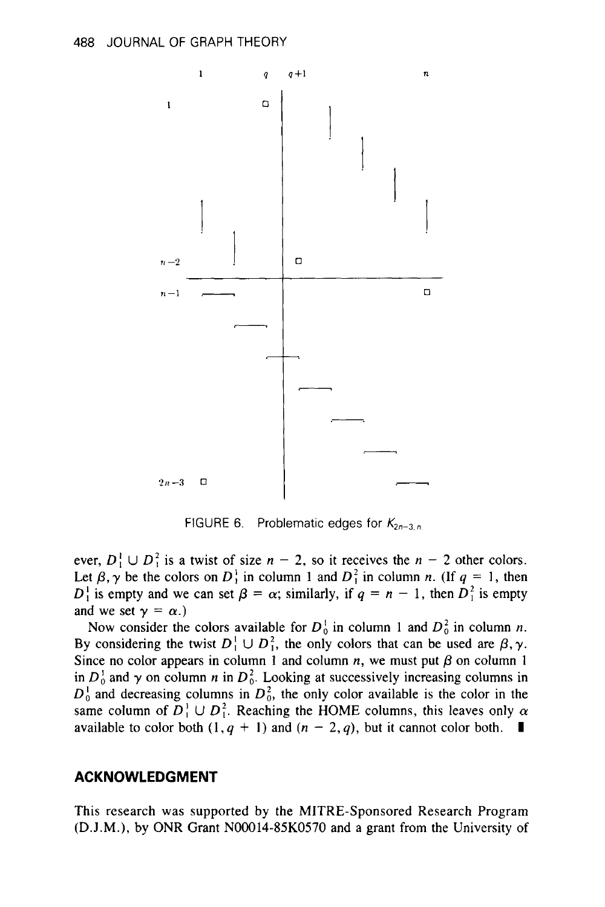FIGURE 6. Problematic edges for $K_{2n-3,n}$.

ever, $D_1^1 \cup D_1^2$ is a twist of size $n - 2$, so it receives the $n - 2$ other colors. Let $\beta, \gamma$ be the colors on $D_1^1$ in column 1 and $D_1^2$ in column $n$. (If $q = 1$, then $D_1^1$ is empty and we can set $\beta = \alpha$; similarly, if $q = n - 1$, then $D_1^2$ is empty and we set $\gamma = \alpha$.)

Now consider the colors available for $D_0^1$ in column 1 and $D_0^2$ in column $n$. By considering the twist $D_1^1 \cup D_1^2$, the only colors that can be used are $\beta, \gamma$. Since no color appears in column 1 and column $n$, we must put $\beta$ on column 1 in $D_0^1$ and $\gamma$ on column $n$ in $D_0^2$. Looking at successively increasing columns in $D_0^1$ and decreasing columns in $D_0^2$, the only color available is the color in the same column of $D_1^1 \cup D_1^2$. Reaching the HOME columns, this leaves only $\alpha$ available to color both $(1, q + 1)$ and $(n - 2, q)$, but it cannot color both. ∎

## ACKNOWLEDGMENT

This research was supported by the MITRE-Sponsored Research Program (D.J.M.), by ONR Grant N00014-85K0570 and a grant from the University of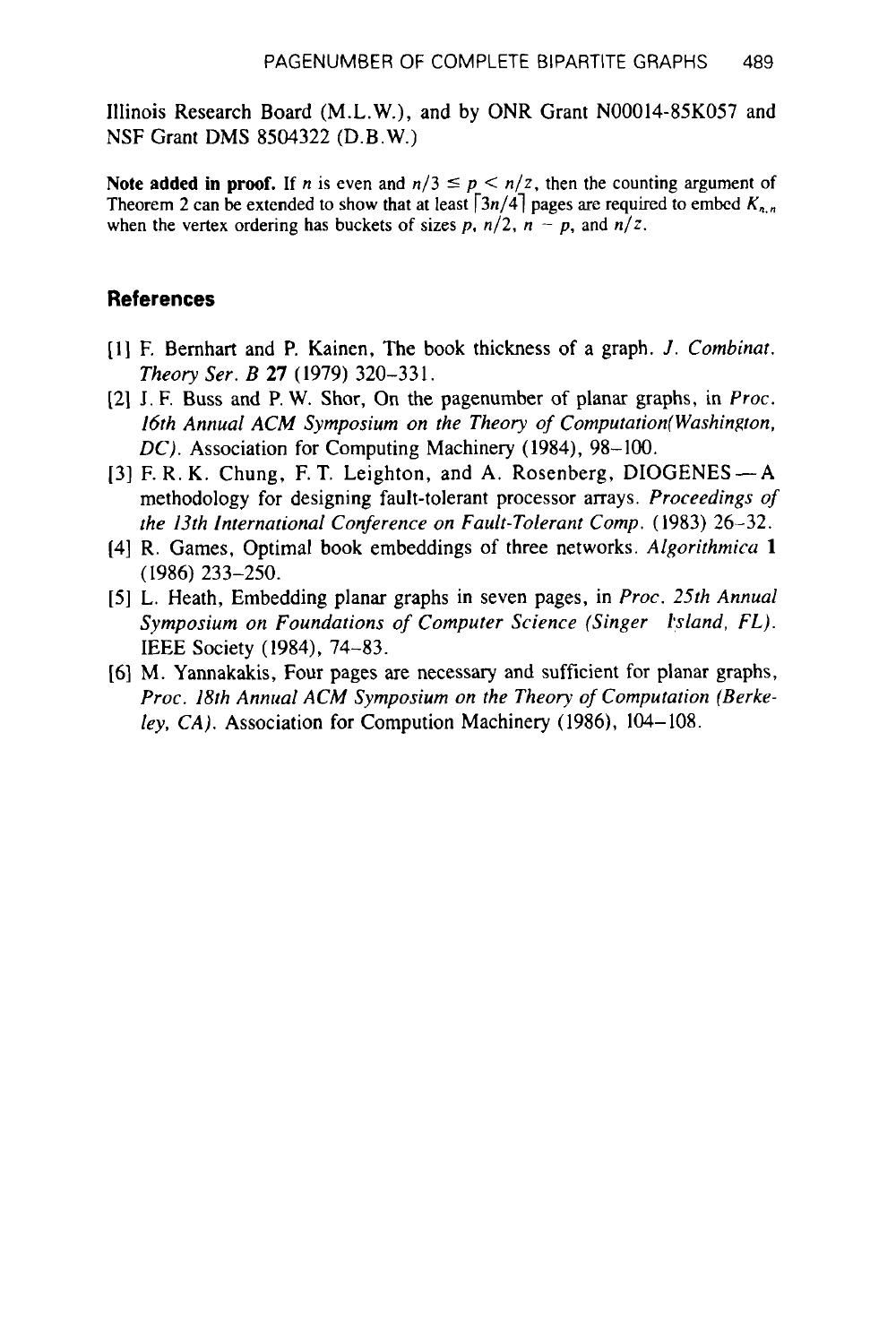Illinois Research Board (M.L.W.), and by ONR Grant N00014-85K057 and NSF Grant DMS 8504322 (D.B.W.)

**Note added in proof.** If $n$ is even and $n/3 \leq p < n/z$, then the counting argument of Theorem 2 can be extended to show that at least $\lceil 3n/4 \rceil$ pages are required to embed $K_{n,n}$ when the vertex ordering has buckets of sizes $p$, $n/2$, $n - p$, and $n/z$.

## References

[1] F. Bernhart and P. Kainen, The book thickness of a graph. *J. Combinat. Theory Ser. B* **27** (1979) 320–331.

[2] J. F. Buss and P. W. Shor, On the pagenumber of planar graphs, in *Proc. 16th Annual ACM Symposium on the Theory of Computation(Washington, DC)*. Association for Computing Machinery (1984), 98–100.

[3] F. R. K. Chung, F. T. Leighton, and A. Rosenberg, DIOGENES—A methodology for designing fault-tolerant processor arrays. *Proceedings of the 13th International Conference on Fault-Tolerant Comp.* (1983) 26–32.

[4] R. Games, Optimal book embeddings of three networks. *Algorithmica* **1** (1986) 233–250.

[5] L. Heath, Embedding planar graphs in seven pages, in *Proc. 25th Annual Symposium on Foundations of Computer Science (Singer Island, FL)*. IEEE Society (1984), 74–83.

[6] M. Yannakakis, Four pages are necessary and sufficient for planar graphs, *Proc. 18th Annual ACM Symposium on the Theory of Computation (Berkeley, CA)*. Association for Compution Machinery (1986), 104–108.